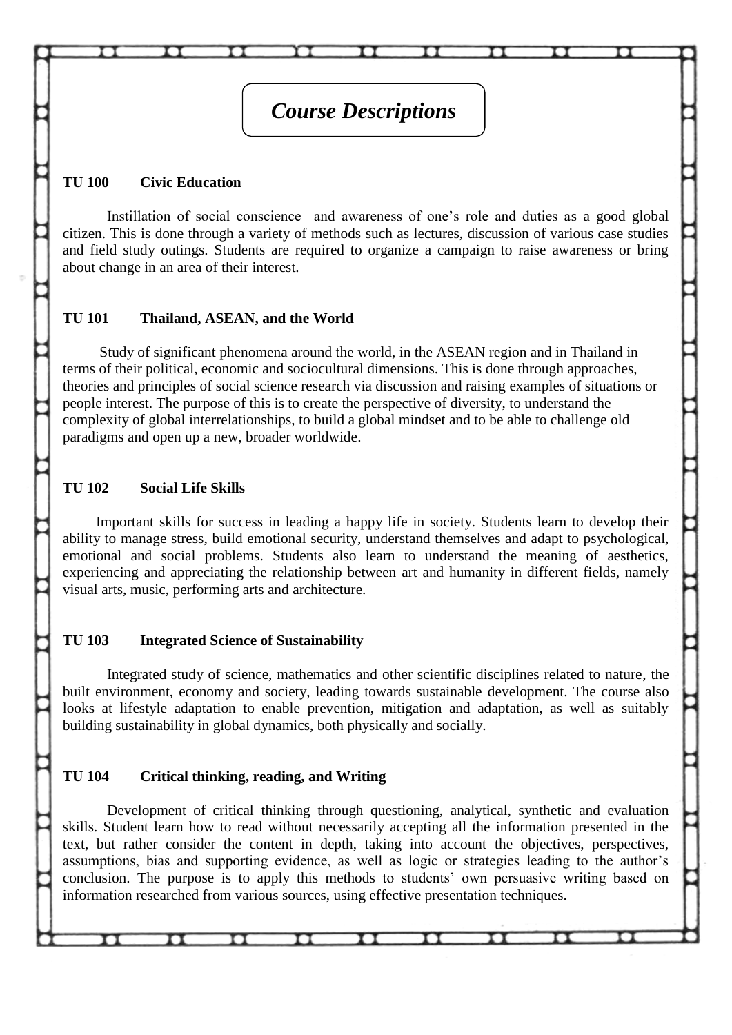# *Course Descriptions*

### TU 100 Civic Education

Instillation of social conscience and awareness of one's role and duties as a good global citizen. This is done through a variety of methods such as lectures, discussion of various case studies and field study outings. Students are required to organize a campaign to raise awareness or bring about change in an area of their interest.

### TU 101 Thailand, ASEAN, and the World

Study of significant phenomena around the world, in the ASEAN region and in Thailand in terms of their political, economic and sociocultural dimensions. This is done through approaches, theories and principles of social science research via discussion and raising examples of situations or people interest. The purpose of this is to create the perspective of diversity, to understand the complexity of global interrelationships, to build a global mindset and to be able to challenge old paradigms and open up a new, broader worldwide.

### TU 102 Social Life Skills

Important skills for success in leading a happy life in society. Students learn to develop their ability to manage stress, build emotional security, understand themselves and adapt to psychological, emotional and social problems. Students also learn to understand the meaning of aesthetics, experiencing and appreciating the relationship between art and humanity in different fields, namely visual arts, music, performing arts and architecture.

### TU 103 Integrated Science of Sustainability

Integrated study of science, mathematics and other scientific disciplines related to nature, the built environment, economy and society, leading towards sustainable development. The course also looks at lifestyle adaptation to enable prevention, mitigation and adaptation, as well as suitably building sustainability in global dynamics, both physically and socially.

### TU 104 Critical thinking, reading, and Writing

Development of critical thinking through questioning, analytical, synthetic and evaluation skills. Student learn how to read without necessarily accepting all the information presented in the text, but rather consider the content in depth, taking into account the objectives, perspectives, assumptions, bias and supporting evidence, as well as logic or strategies leading to the author's conclusion. The purpose is to apply this methods to students' own persuasive writing based on information researched from various sources, using effective presentation techniques.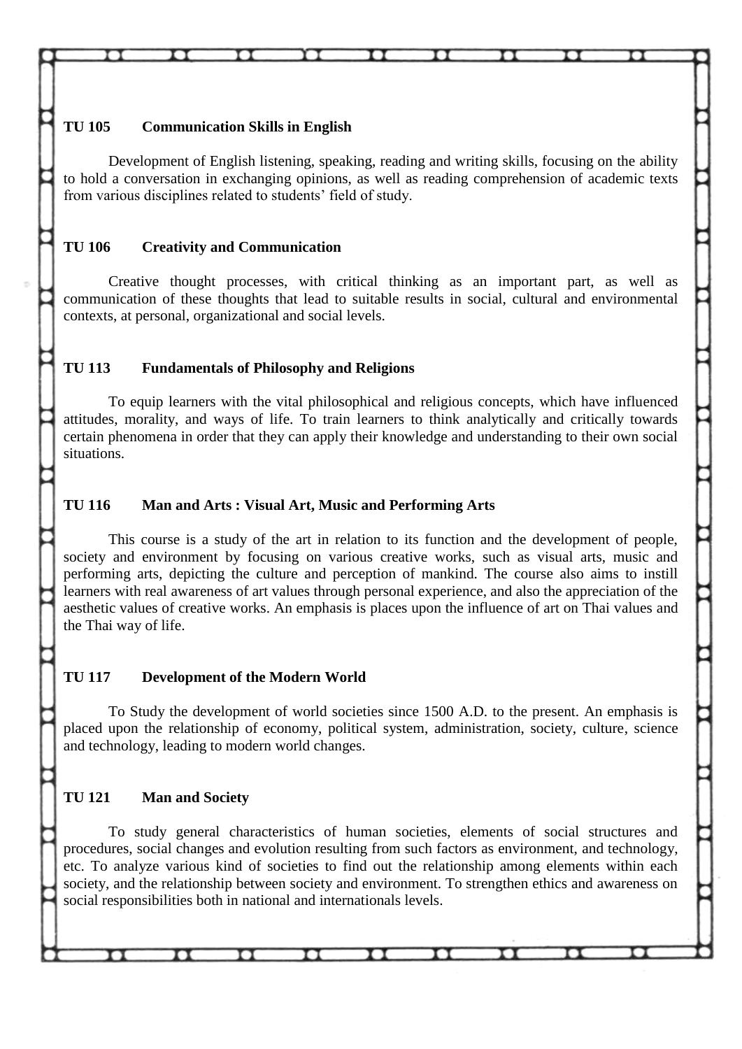**TU 105 Communication Skills in English**

Development of English listening, speaking, reading and writing skills, focusing on the ability to hold a conversation in exchanging opinions, as well as reading comprehension of academic texts from various disciplines related to students' field of study.

**TU 106 Creativity and Communication**

Creative thought processes, with critical thinking as an important part, as well as communication of these thoughts that lead to suitable results in social, cultural and environmental contexts, at personal, organizational and social levels.

**TU 113 Fundamentals of Philosophy and Religions**

To equip learners with the vital philosophical and religious concepts, which have influenced attitudes, morality, and ways of life. To train learners to think analytically and critically towards certain phenomena in order that they can apply their knowledge and understanding to their own social situations.

**TU 116 Man and Arts : Visual Art, Music and Performing Arts**

This course is a study of the art in relation to its function and the development of people, society and environment by focusing on various creative works, such as visual arts, music and performing arts, depicting the culture and perception of mankind. The course also aims to instill learners with real awareness of art values through personal experience, and also the appreciation of the aesthetic values of creative works. An emphasis is places upon the influence of art on Thai values and the Thai way of life.

**TU 117 Development of the Modern World**

To Study the development of world societies since 1500 A.D. to the present. An emphasis is placed upon the relationship of economy, political system, administration, society, culture, science and technology, leading to modern world changes.

**TU 121 Man and Society**

To study general characteristics of human societies, elements of social structures and procedures, social changes and evolution resulting from such factors as environment, and technology, etc. To analyze various kind of societies to find out the relationship among elements within each society, and the relationship between society and environment. To strengthen ethics and awareness on social responsibilities both in national and internationals levels.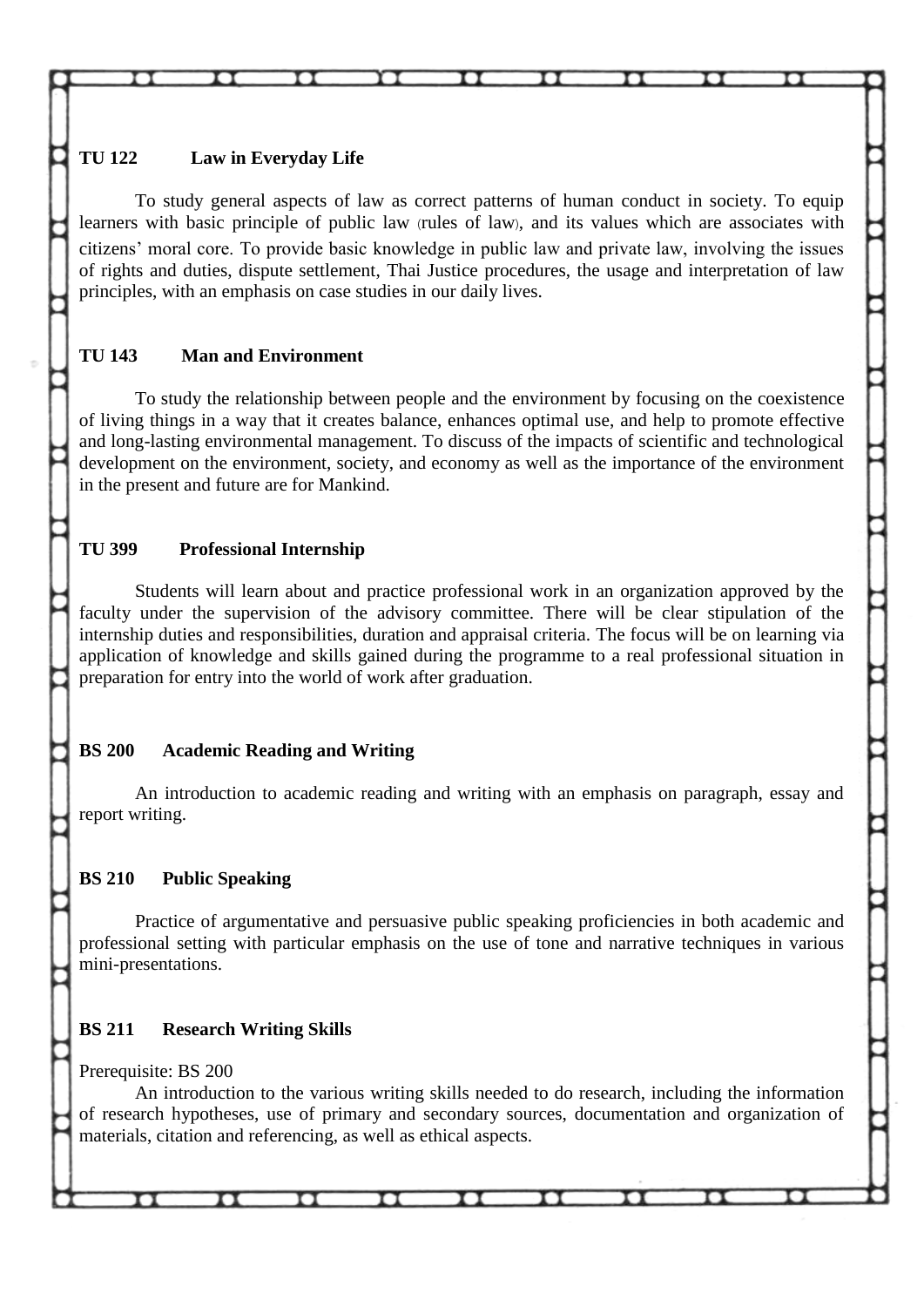### TU 122 Law in Everyday Life

To study general aspects of law as correct patterns of human conduct in society. To equip learners with basic principle of public law (rules of law), and its values which are associates with citizens' moral core. To provide basic knowledge in public law and private law, involving the issues of rights and duties, dispute settlement, Thai Justice procedures, the usage and interpretation of law principles, with an emphasis on case studies in our daily lives.

### TU 143 Man and Environment

To study the relationship between people and the environment by focusing on the coexistence of living things in a way that it creates balance, enhances optimal use, and help to promote effective and long-lasting environmental management. To discuss of the impacts of scientific and technological development on the environment, society, and economy as well as the importance of the environment in the present and future are for Mankind.

### TU 399 Professional Internship

Students will learn about and practice professional work in an organization approved by the faculty under the supervision of the advisory committee. There will be clear stipulation of the internship duties and responsibilities, duration and appraisal criteria. The focus will be on learning via application of knowledge and skills gained during the programme to a real professional situation in preparation for entry into the world of work after graduation.

### BS 200 Academic Reading and Writing

An introduction to academic reading and writing with an emphasis on paragraph, essay and report writing.

### BS 210 Public Speaking

Practice of argumentative and persuasive public speaking proficiencies in both academic and professional setting with particular emphasis on the use of tone and narrative techniques in various mini-presentations.

### BS 211 Research Writing Skills

Prerequisite: BS 200

An introduction to the various writing skills needed to do research, including the information of research hypotheses, use of primary and secondary sources, documentation and organization of materials, citation and referencing, as well as ethical aspects.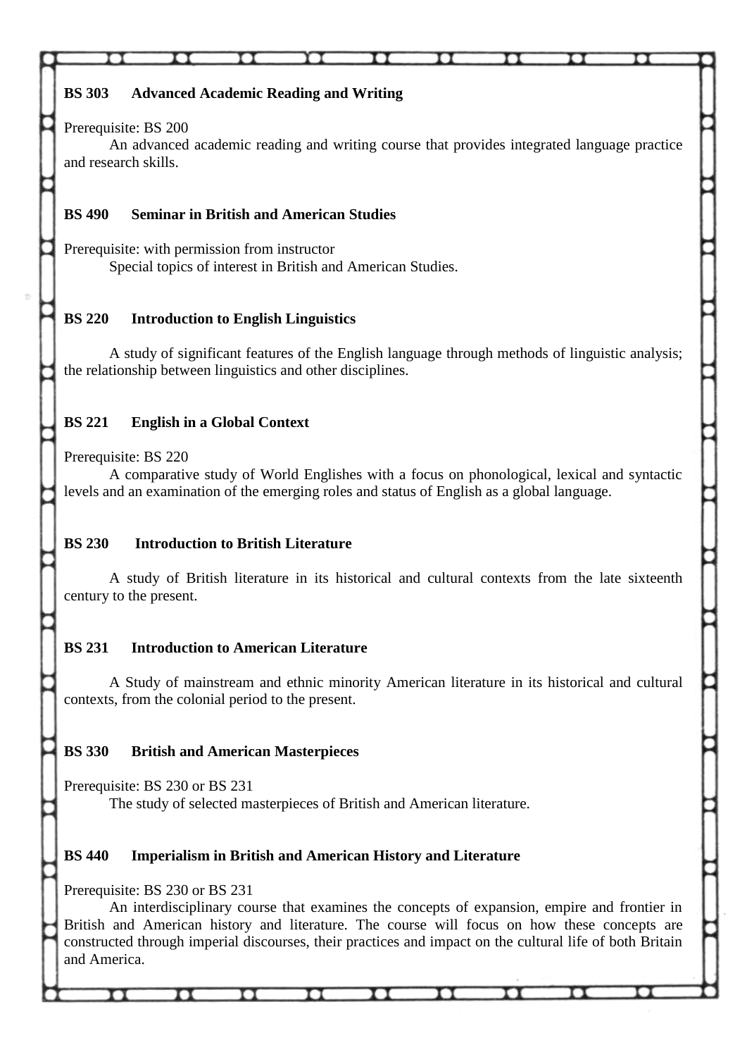**BS 303 Advanced Academic Reading and Writing**

Prerequisite: BS 200

An advanced academic reading and writing course that provides integrated language practice and research skills.

**BS 490 Seminar in British and American Studies**

Prerequisite: with permission from instructor

Special topics of interest in British and American Studies.

**BS 220 Introduction to English Linguistics**

A study of significant features of the English language through methods of linguistic analysis; the relationship between linguistics and other disciplines.

**BS 221 English in a Global Context**

Prerequisite: BS 220

A comparative study of World Englishes with a focus on phonological, lexical and syntactic levels and an examination of the emerging roles and status of English as a global language.

**BS 230 Introduction to British Literature**

A study of British literature in its historical and cultural contexts from the late sixteenth century to the present.

**BS 231 Introduction to American Literature**

A Study of mainstream and ethnic minority American literature in its historical and cultural contexts, from the colonial period to the present.

**BS 330 British and American Masterpieces**

Prerequisite: BS 230 or BS 231

The study of selected masterpieces of British and American literature.

**BS 440 Imperialism in British and American History and Literature**

Prerequisite: BS 230 or BS 231

An interdisciplinary course that examines the concepts of expansion, empire and frontier in British and American history and literature. The course will focus on how these concepts are constructed through imperial discourses, their practices and impact on the cultural life of both Britain and America.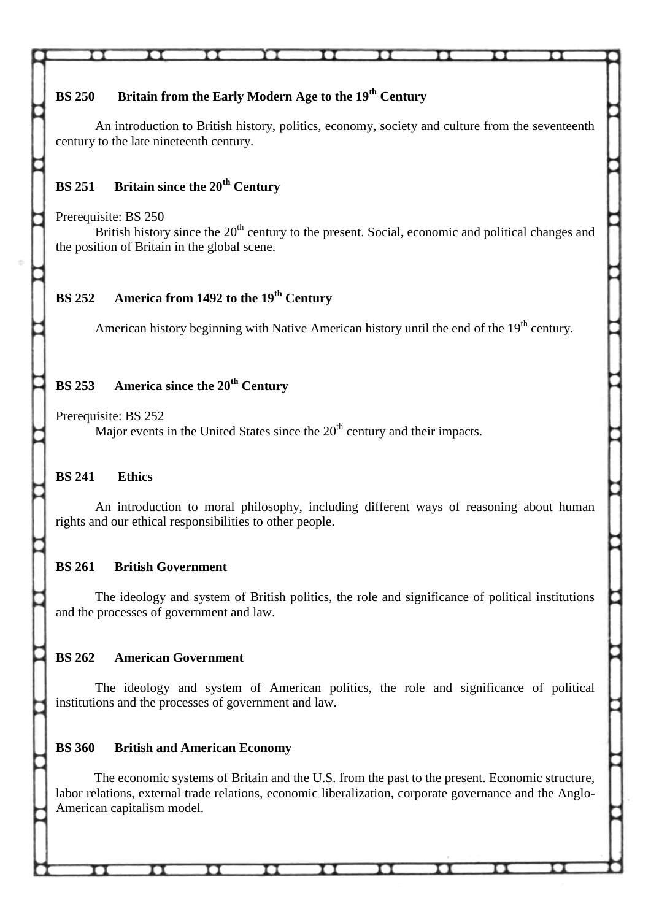### BS 250 Britain from the Early Modern Age to the 19th Century

An introduction to British history, politics, economy, society and culture from the seventeenth century to the late nineteenth century.

### BS 251 Britain since the 20th Century

Prerequisite: BS 250

British history since the 20th century to the present. Social, economic and political changes and the position of Britain in the global scene.

### BS 252 America from 1492 to the 19th Century

American history beginning with Native American history until the end of the 19th century.

### BS 253 America since the 20th Century

Prerequisite: BS 252

Major events in the United States since the 20th century and their impacts.

### BS 241 Ethics

An introduction to moral philosophy, including different ways of reasoning about human rights and our ethical responsibilities to other people.

### BS 261 British Government

The ideology and system of British politics, the role and significance of political institutions and the processes of government and law.

### BS 262 American Government

The ideology and system of American politics, the role and significance of political institutions and the processes of government and law.

### BS 360 British and American Economy

The economic systems of Britain and the U.S. from the past to the present. Economic structure, labor relations, external trade relations, economic liberalization, corporate governance and the Anglo-American capitalism model.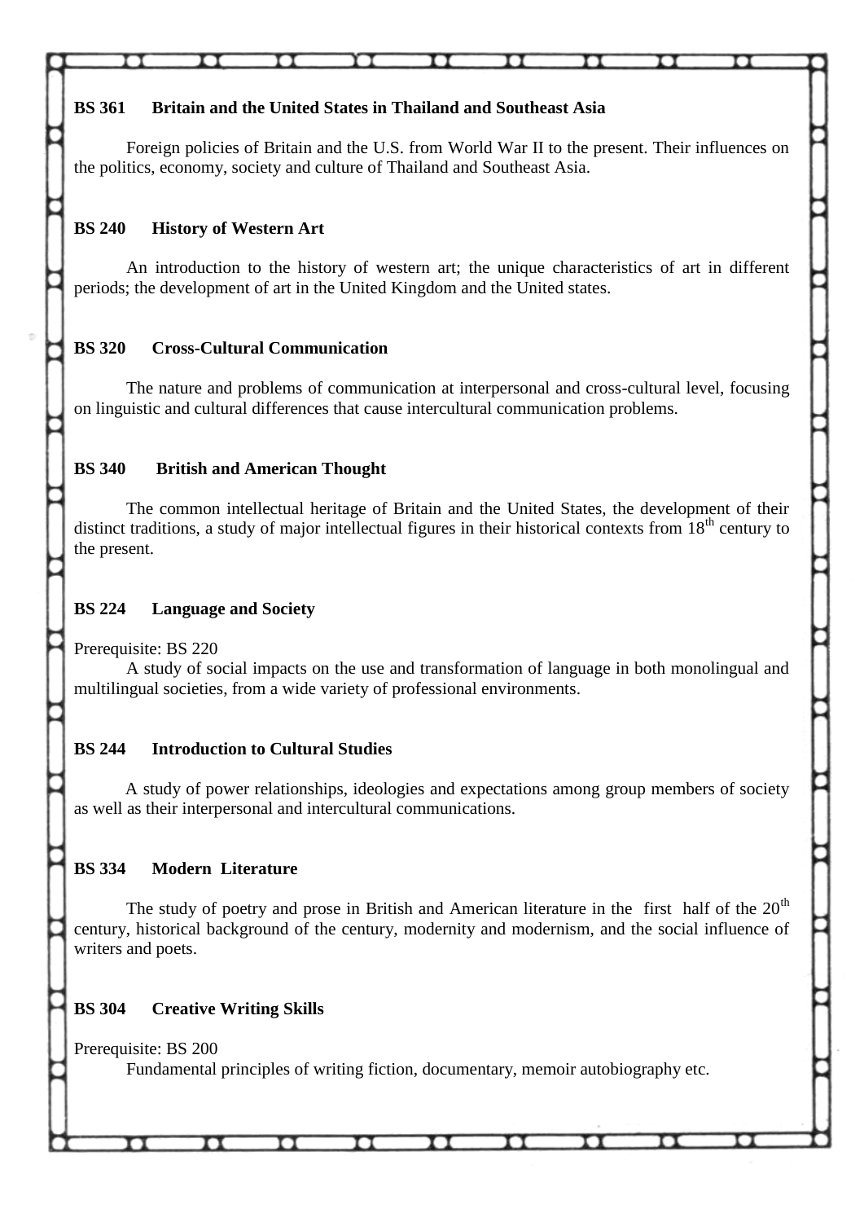**BS 361 Britain and the United States in Thailand and Southeast Asia**

Foreign policies of Britain and the U.S. from World War II to the present. Their influences on the politics, economy, society and culture of Thailand and Southeast Asia.

**BS 240 History of Western Art**

An introduction to the history of western art; the unique characteristics of art in different periods; the development of art in the United Kingdom and the United states.

**BS 320 Cross-Cultural Communication**

The nature and problems of communication at interpersonal and cross-cultural level, focusing on linguistic and cultural differences that cause intercultural communication problems.

**BS 340 British and American Thought**

The common intellectual heritage of Britain and the United States, the development of their distinct traditions, a study of major intellectual figures in their historical contexts from 18th century to the present.

**BS 224 Language and Society**

Prerequisite: BS 220

A study of social impacts on the use and transformation of language in both monolingual and multilingual societies, from a wide variety of professional environments.

**BS 244 Introduction to Cultural Studies**

A study of power relationships, ideologies and expectations among group members of society as well as their interpersonal and intercultural communications.

**BS 334 Modern Literature**

The study of poetry and prose in British and American literature in the first half of the 20th century, historical background of the century, modernity and modernism, and the social influence of writers and poets.

**BS 304 Creative Writing Skills**

Prerequisite: BS 200

Fundamental principles of writing fiction, documentary, memoir autobiography etc.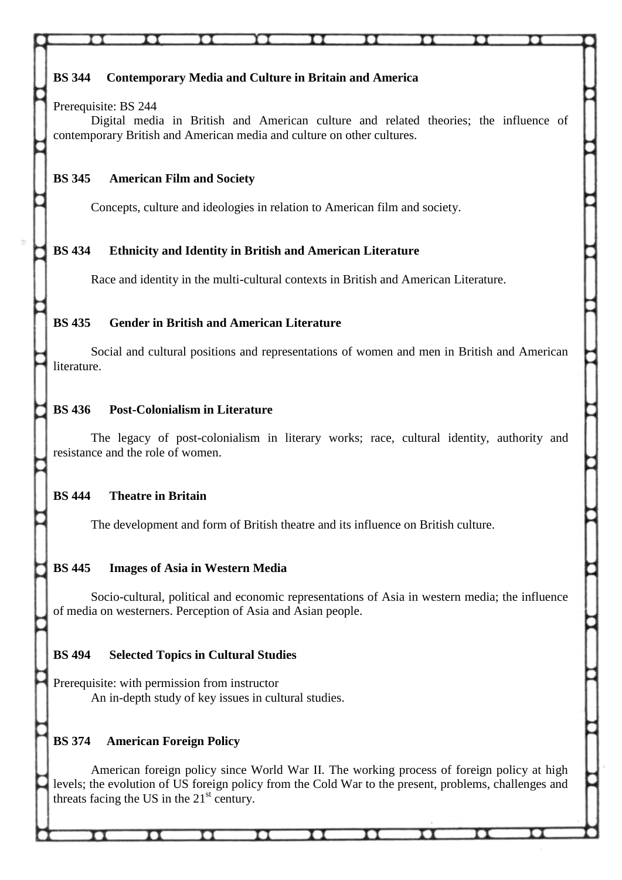**BS 344 Contemporary Media and Culture in Britain and America**

Prerequisite: BS 244

Digital media in British and American culture and related theories; the influence of contemporary British and American media and culture on other cultures.

**BS 345 American Film and Society**

Concepts, culture and ideologies in relation to American film and society.

**BS 434 Ethnicity and Identity in British and American Literature**

Race and identity in the multi-cultural contexts in British and American Literature.

**BS 435 Gender in British and American Literature**

Social and cultural positions and representations of women and men in British and American literature.

**BS 436 Post-Colonialism in Literature**

The legacy of post-colonialism in literary works; race, cultural identity, authority and resistance and the role of women.

**BS 444 Theatre in Britain**

The development and form of British theatre and its influence on British culture.

**BS 445 Images of Asia in Western Media**

Socio-cultural, political and economic representations of Asia in western media; the influence of media on westerners. Perception of Asia and Asian people.

**BS 494 Selected Topics in Cultural Studies**

Prerequisite: with permission from instructor

An in-depth study of key issues in cultural studies.

**BS 374 American Foreign Policy**

American foreign policy since World War II. The working process of foreign policy at high levels; the evolution of US foreign policy from the Cold War to the present, problems, challenges and threats facing the US in the 21st century.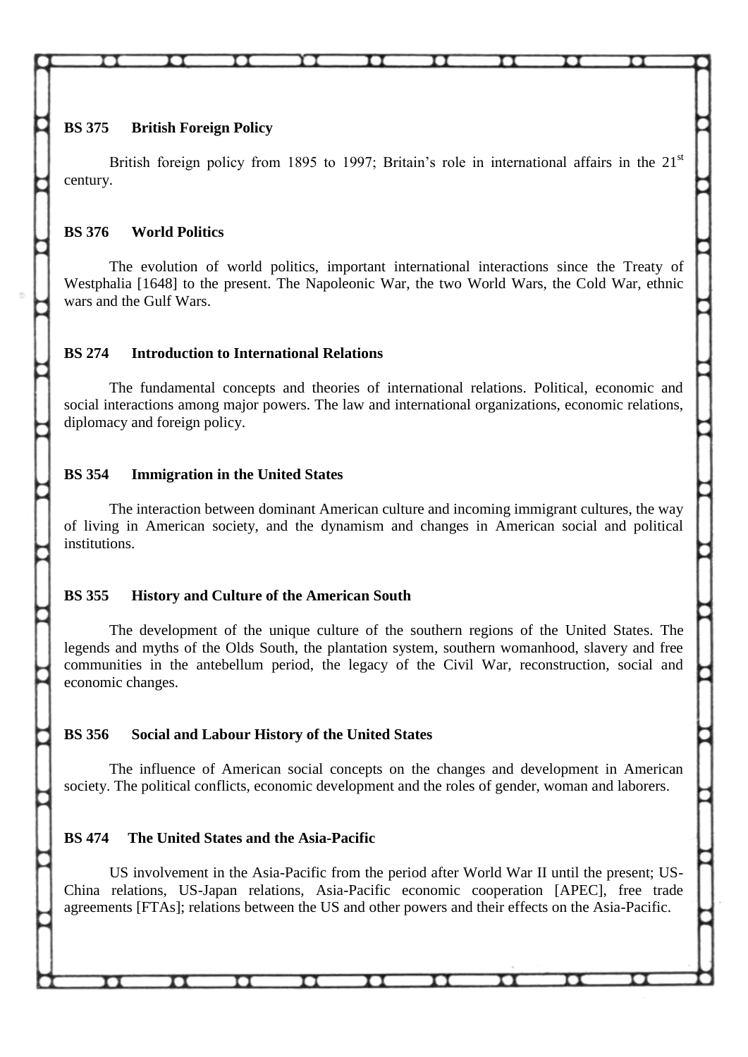**BS 375 British Foreign Policy**

British foreign policy from 1895 to 1997; Britain's role in international affairs in the 21st century.

**BS 376 World Politics**

The evolution of world politics, important international interactions since the Treaty of Westphalia [1648] to the present. The Napoleonic War, the two World Wars, the Cold War, ethnic wars and the Gulf Wars.

**BS 274 Introduction to International Relations**

The fundamental concepts and theories of international relations. Political, economic and social interactions among major powers. The law and international organizations, economic relations, diplomacy and foreign policy.

**BS 354 Immigration in the United States**

The interaction between dominant American culture and incoming immigrant cultures, the way of living in American society, and the dynamism and changes in American social and political institutions.

**BS 355 History and Culture of the American South**

The development of the unique culture of the southern regions of the United States. The legends and myths of the Olds South, the plantation system, southern womanhood, slavery and free communities in the antebellum period, the legacy of the Civil War, reconstruction, social and economic changes.

**BS 356 Social and Labour History of the United States**

The influence of American social concepts on the changes and development in American society. The political conflicts, economic development and the roles of gender, woman and laborers.

**BS 474 The United States and the Asia-Pacific**

US involvement in the Asia-Pacific from the period after World War II until the present; US-China relations, US-Japan relations, Asia-Pacific economic cooperation [APEC], free trade agreements [FTAs]; relations between the US and other powers and their effects on the Asia-Pacific.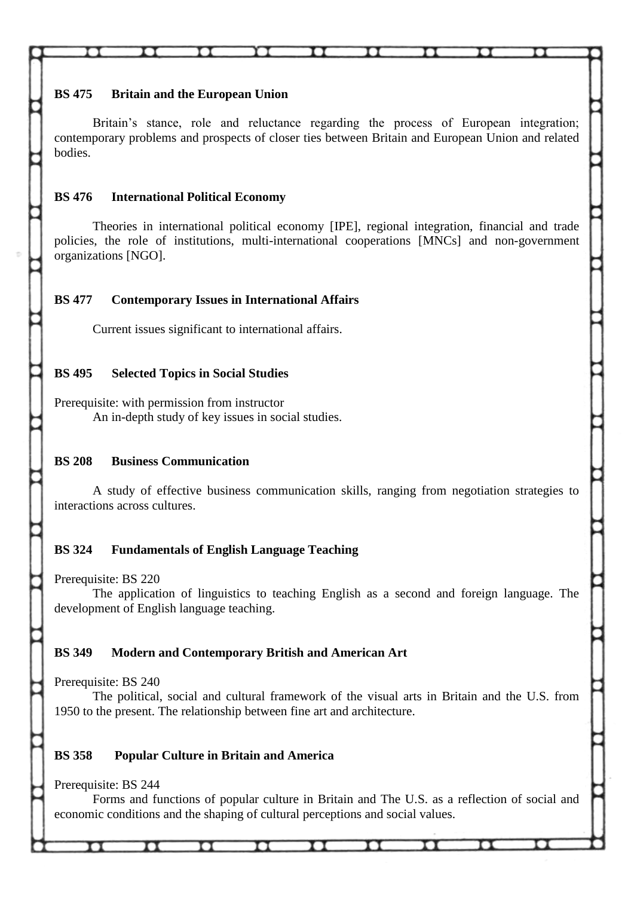**BS 475 Britain and the European Union**

Britain's stance, role and reluctance regarding the process of European integration; contemporary problems and prospects of closer ties between Britain and European Union and related bodies.

**BS 476 International Political Economy**

Theories in international political economy [IPE], regional integration, financial and trade policies, the role of institutions, multi-international cooperations [MNCs] and non-government organizations [NGO].

**BS 477 Contemporary Issues in International Affairs**

Current issues significant to international affairs.

**BS 495 Selected Topics in Social Studies**

Prerequisite: with permission from instructor

An in-depth study of key issues in social studies.

**BS 208 Business Communication**

A study of effective business communication skills, ranging from negotiation strategies to interactions across cultures.

**BS 324 Fundamentals of English Language Teaching**

Prerequisite: BS 220

The application of linguistics to teaching English as a second and foreign language. The development of English language teaching.

**BS 349 Modern and Contemporary British and American Art**

Prerequisite: BS 240

The political, social and cultural framework of the visual arts in Britain and the U.S. from 1950 to the present. The relationship between fine art and architecture.

**BS 358 Popular Culture in Britain and America**

Prerequisite: BS 244

Forms and functions of popular culture in Britain and The U.S. as a reflection of social and economic conditions and the shaping of cultural perceptions and social values.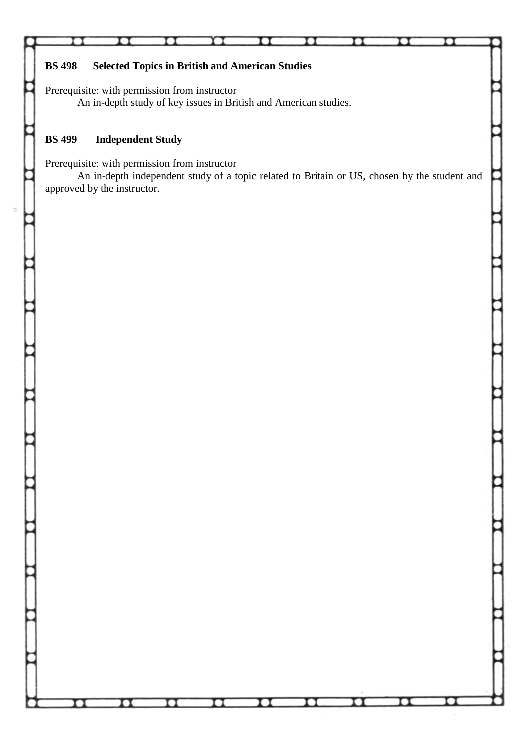**BS 498 Selected Topics in British and American Studies**

Prerequisite: with permission from instructor

An in-depth study of key issues in British and American studies.

**BS 499 Independent Study**

Prerequisite: with permission from instructor

An in-depth independent study of a topic related to Britain or US, chosen by the student and approved by the instructor.